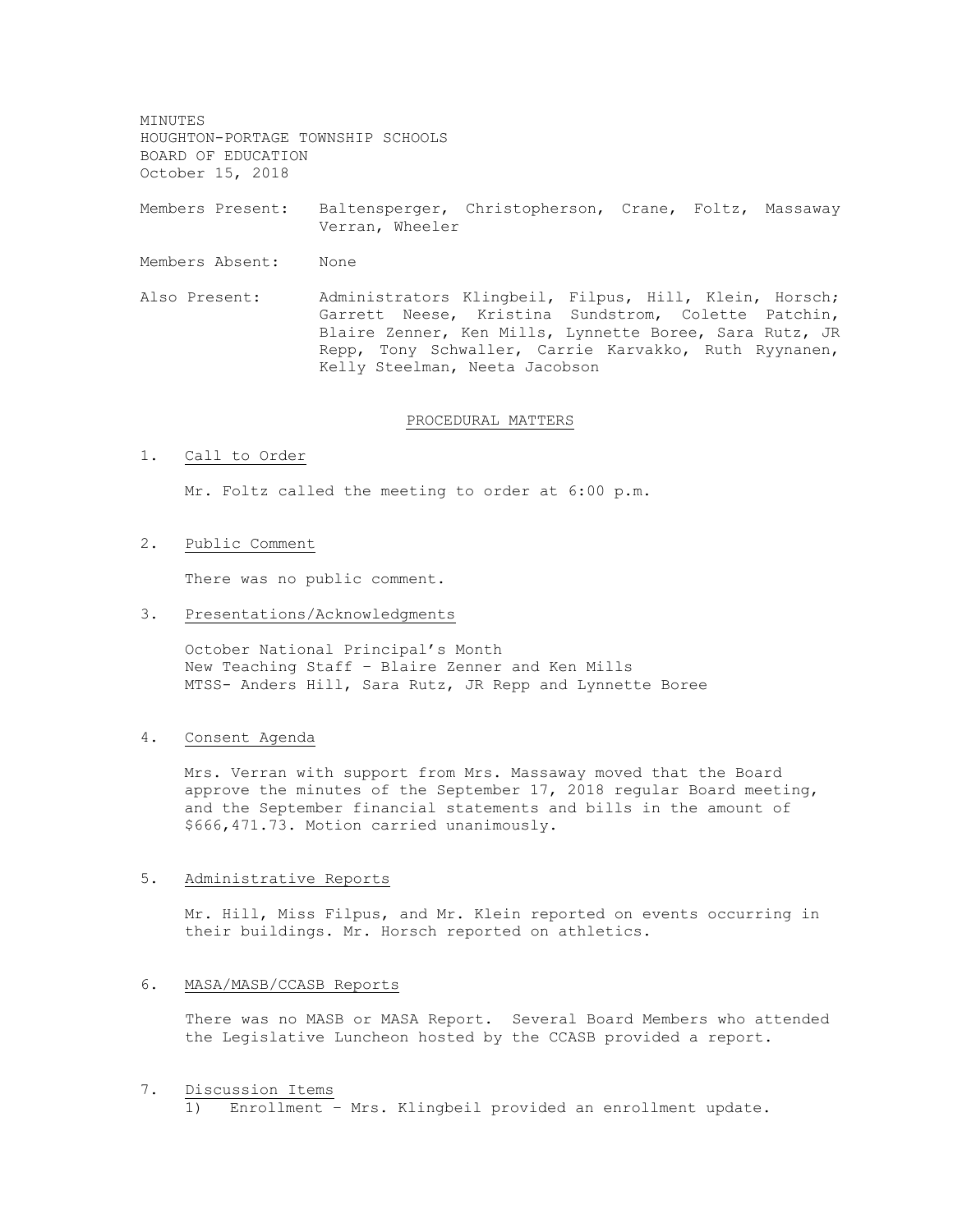MINUTES
HOUGHTON-PORTAGE TOWNSHIP SCHOOLS
BOARD OF EDUCATION
October 15, 2018

Members Present: Baltensperger, Christopherson, Crane, Foltz, Massaway Verran, Wheeler

Members Absent: None

Also Present: Administrators Klingbeil, Filpus, Hill, Klein, Horsch; Garrett Neese, Kristina Sundstrom, Colette Patchin, Blaire Zenner, Ken Mills, Lynnette Boree, Sara Rutz, JR Repp, Tony Schwaller, Carrie Karvakko, Ruth Ryynanen, Kelly Steelman, Neeta Jacobson

## PROCEDURAL MATTERS

1. Call to Order

   Mr. Foltz called the meeting to order at 6:00 p.m.

2. Public Comment

   There was no public comment.

3. Presentations/Acknowledgments

   October National Principal's Month
   New Teaching Staff – Blaire Zenner and Ken Mills
   MTSS- Anders Hill, Sara Rutz, JR Repp and Lynnette Boree

4. Consent Agenda

   Mrs. Verran with support from Mrs. Massaway moved that the Board approve the minutes of the September 17, 2018 regular Board meeting, and the September financial statements and bills in the amount of $666,471.73. Motion carried unanimously.

5. Administrative Reports

   Mr. Hill, Miss Filpus, and Mr. Klein reported on events occurring in their buildings. Mr. Horsch reported on athletics.

6. MASA/MASB/CCASB Reports

   There was no MASB or MASA Report. Several Board Members who attended the Legislative Luncheon hosted by the CCASB provided a report.

7. Discussion Items

   1) Enrollment – Mrs. Klingbeil provided an enrollment update.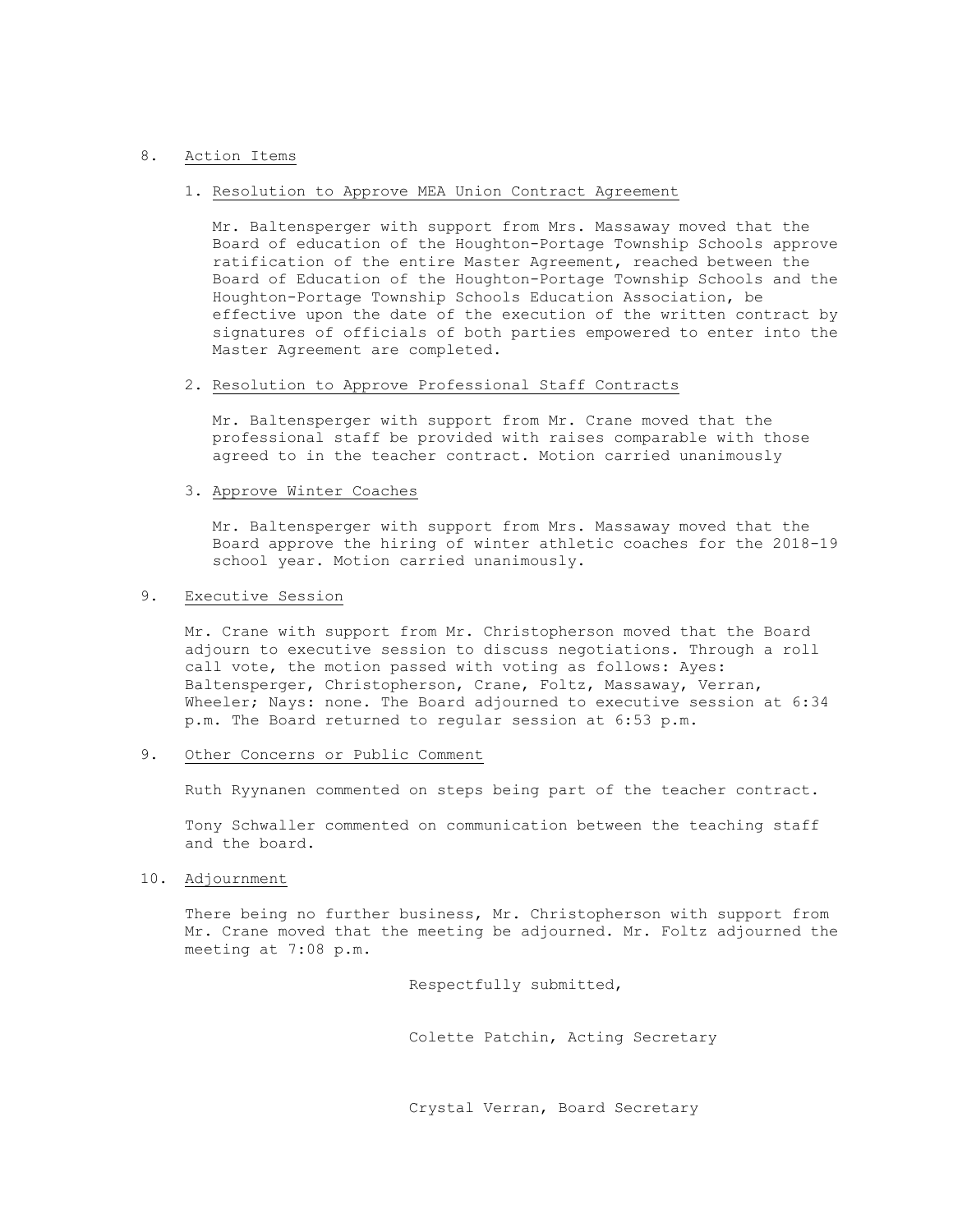8. Action Items

   1. Resolution to Approve MEA Union Contract Agreement

      Mr. Baltensperger with support from Mrs. Massaway moved that the Board of education of the Houghton-Portage Township Schools approve ratification of the entire Master Agreement, reached between the Board of Education of the Houghton-Portage Township Schools and the Houghton-Portage Township Schools Education Association, be effective upon the date of the execution of the written contract by signatures of officials of both parties empowered to enter into the Master Agreement are completed.

   2. Resolution to Approve Professional Staff Contracts

      Mr. Baltensperger with support from Mr. Crane moved that the professional staff be provided with raises comparable with those agreed to in the teacher contract. Motion carried unanimously

   3. Approve Winter Coaches

      Mr. Baltensperger with support from Mrs. Massaway moved that the Board approve the hiring of winter athletic coaches for the 2018-19 school year. Motion carried unanimously.

9. Executive Session

   Mr. Crane with support from Mr. Christopherson moved that the Board adjourn to executive session to discuss negotiations. Through a roll call vote, the motion passed with voting as follows: Ayes: Baltensperger, Christopherson, Crane, Foltz, Massaway, Verran, Wheeler; Nays: none. The Board adjourned to executive session at 6:34 p.m. The Board returned to regular session at 6:53 p.m.

9. Other Concerns or Public Comment

   Ruth Ryynanen commented on steps being part of the teacher contract.

   Tony Schwaller commented on communication between the teaching staff and the board.

10. Adjournment

    There being no further business, Mr. Christopherson with support from Mr. Crane moved that the meeting be adjourned. Mr. Foltz adjourned the meeting at 7:08 p.m.

Respectfully submitted,

Colette Patchin, Acting Secretary

Crystal Verran, Board Secretary